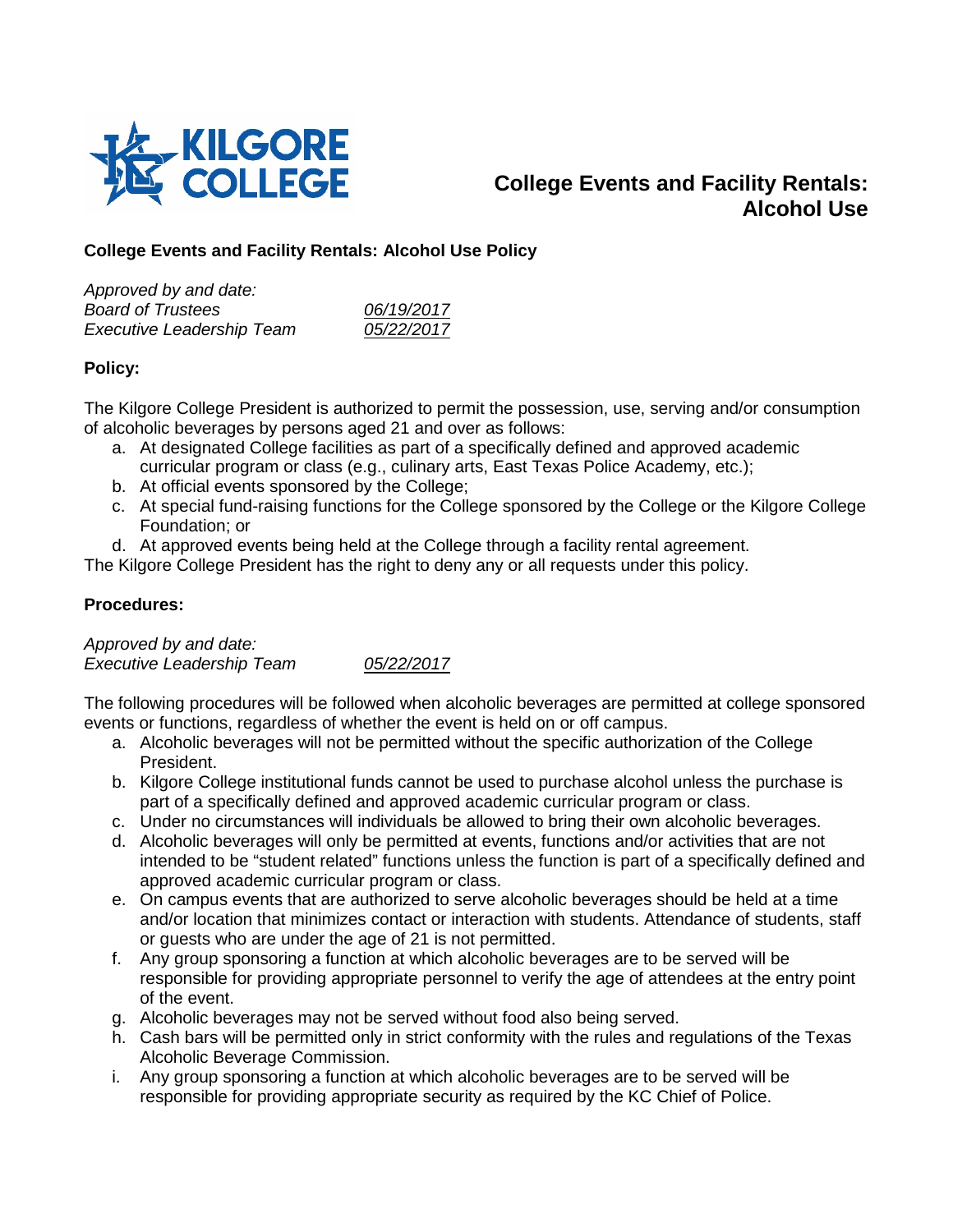# College Events and Facility Rentals: Alcohol Use

## College Events and Facility Rentals: Alcohol Use Policy

*Approved by and date:*
*Board of Trustees* *06/19/2017*
*Executive Leadership Team* *05/22/2017*

### Policy:

The Kilgore College President is authorized to permit the possession, use, serving and/or consumption of alcoholic beverages by persons aged 21 and over as follows:

a. At designated College facilities as part of a specifically defined and approved academic curricular program or class (e.g., culinary arts, East Texas Police Academy, etc.);
b. At official events sponsored by the College;
c. At special fund-raising functions for the College sponsored by the College or the Kilgore College Foundation; or
d. At approved events being held at the College through a facility rental agreement.

The Kilgore College President has the right to deny any or all requests under this policy.

### Procedures:

*Approved by and date:*
*Executive Leadership Team* *05/22/2017*

The following procedures will be followed when alcoholic beverages are permitted at college sponsored events or functions, regardless of whether the event is held on or off campus.

a. Alcoholic beverages will not be permitted without the specific authorization of the College President.
b. Kilgore College institutional funds cannot be used to purchase alcohol unless the purchase is part of a specifically defined and approved academic curricular program or class.
c. Under no circumstances will individuals be allowed to bring their own alcoholic beverages.
d. Alcoholic beverages will only be permitted at events, functions and/or activities that are not intended to be "student related" functions unless the function is part of a specifically defined and approved academic curricular program or class.
e. On campus events that are authorized to serve alcoholic beverages should be held at a time and/or location that minimizes contact or interaction with students. Attendance of students, staff or guests who are under the age of 21 is not permitted.
f. Any group sponsoring a function at which alcoholic beverages are to be served will be responsible for providing appropriate personnel to verify the age of attendees at the entry point of the event.
g. Alcoholic beverages may not be served without food also being served.
h. Cash bars will be permitted only in strict conformity with the rules and regulations of the Texas Alcoholic Beverage Commission.
i. Any group sponsoring a function at which alcoholic beverages are to be served will be responsible for providing appropriate security as required by the KC Chief of Police.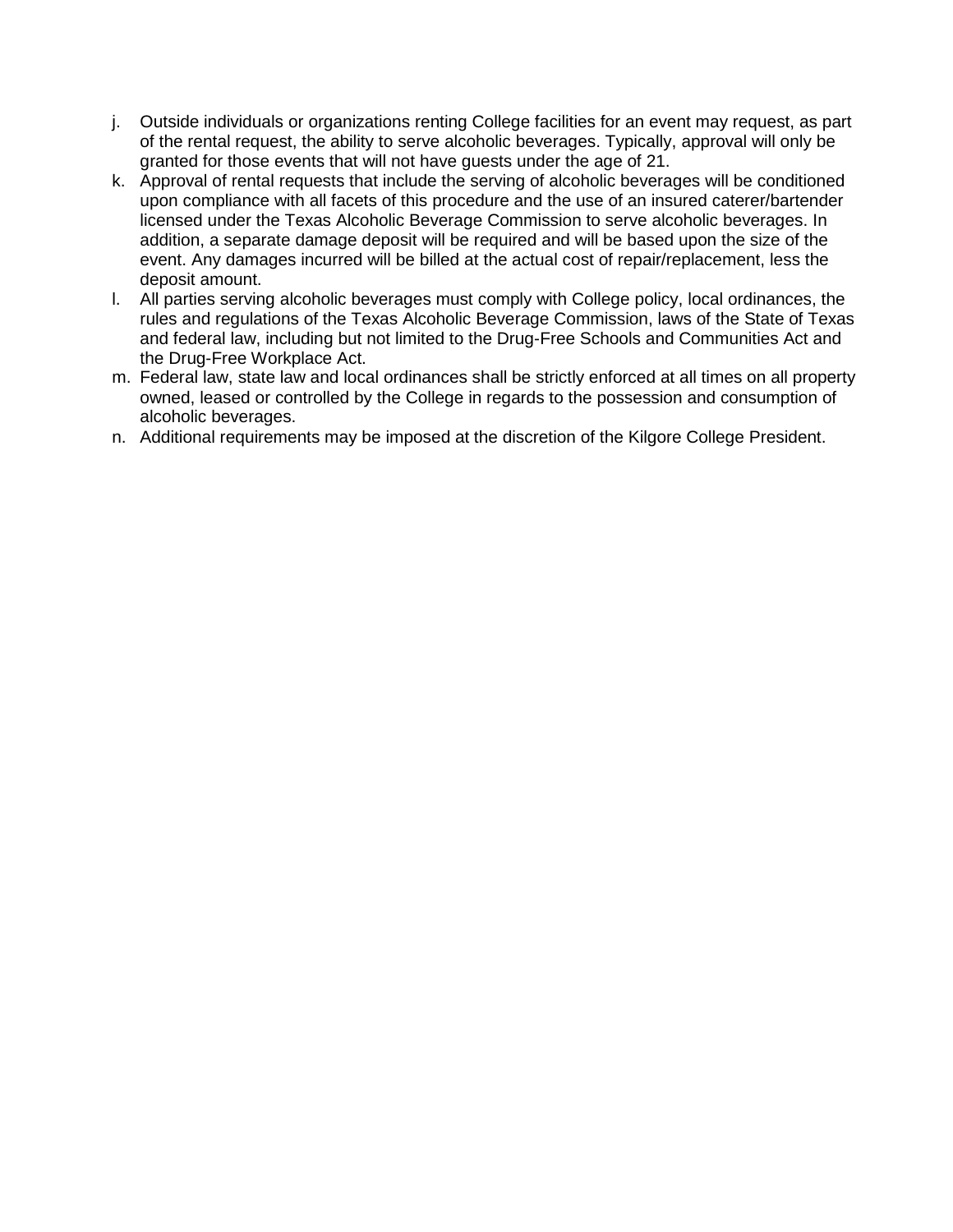j. Outside individuals or organizations renting College facilities for an event may request, as part of the rental request, the ability to serve alcoholic beverages. Typically, approval will only be granted for those events that will not have guests under the age of 21.
k. Approval of rental requests that include the serving of alcoholic beverages will be conditioned upon compliance with all facets of this procedure and the use of an insured caterer/bartender licensed under the Texas Alcoholic Beverage Commission to serve alcoholic beverages. In addition, a separate damage deposit will be required and will be based upon the size of the event. Any damages incurred will be billed at the actual cost of repair/replacement, less the deposit amount.
l. All parties serving alcoholic beverages must comply with College policy, local ordinances, the rules and regulations of the Texas Alcoholic Beverage Commission, laws of the State of Texas and federal law, including but not limited to the Drug-Free Schools and Communities Act and the Drug-Free Workplace Act.
m. Federal law, state law and local ordinances shall be strictly enforced at all times on all property owned, leased or controlled by the College in regards to the possession and consumption of alcoholic beverages.
n. Additional requirements may be imposed at the discretion of the Kilgore College President.